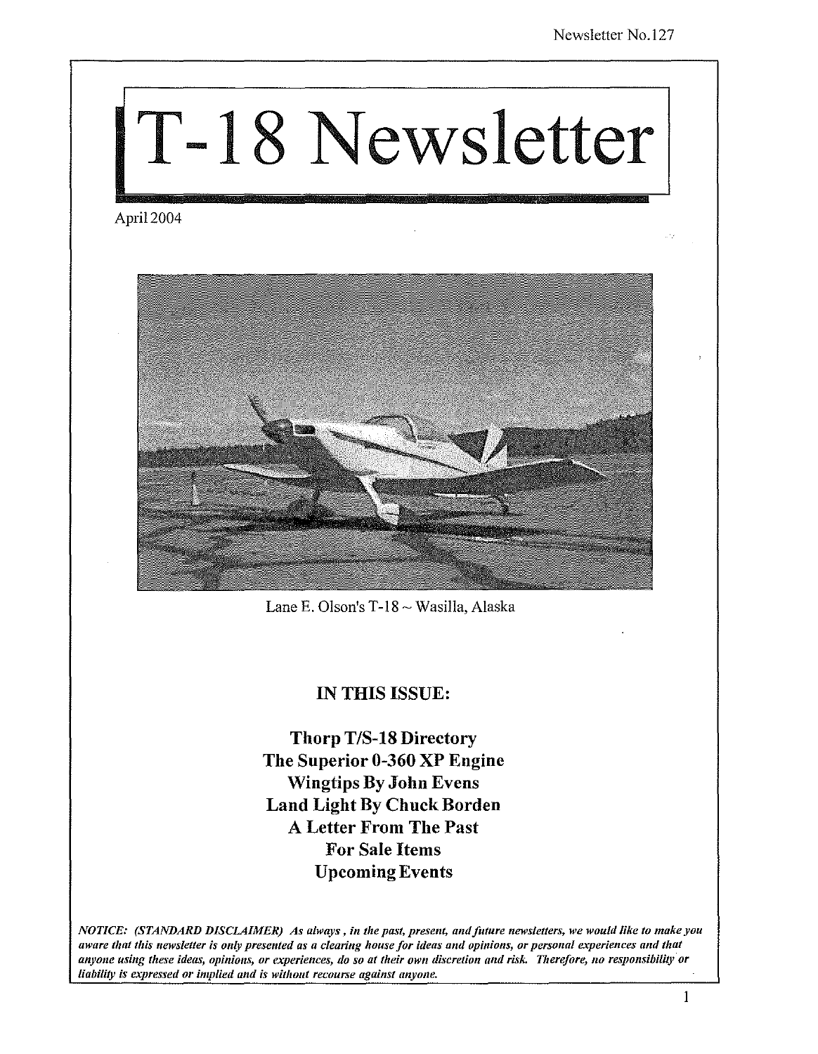Newsletter No.127

# T-18 Newsletter

April 2004

Lane E. Olson's T-18 ~ Wasilla, Alaska

## IN THIS ISSUE:

**Thorp T/S-18 Directory**
**The Superior 0-360 XP Engine**
**Wingtips By John Evens**
**Land Light By Chuck Borden**
**A Letter From The Past**
**For Sale Items**
**Upcoming Events**

*NOTICE: (STANDARD DISCLAIMER) As always, in the past, present, and future newsletters, we would like to make you aware that this newsletter is only presented as a clearing house for ideas and opinions, or personal experiences and that anyone using these ideas, opinions, or experiences, do so at their own discretion and risk. Therefore, no responsibility or liability is expressed or implied and is without recourse against anyone.*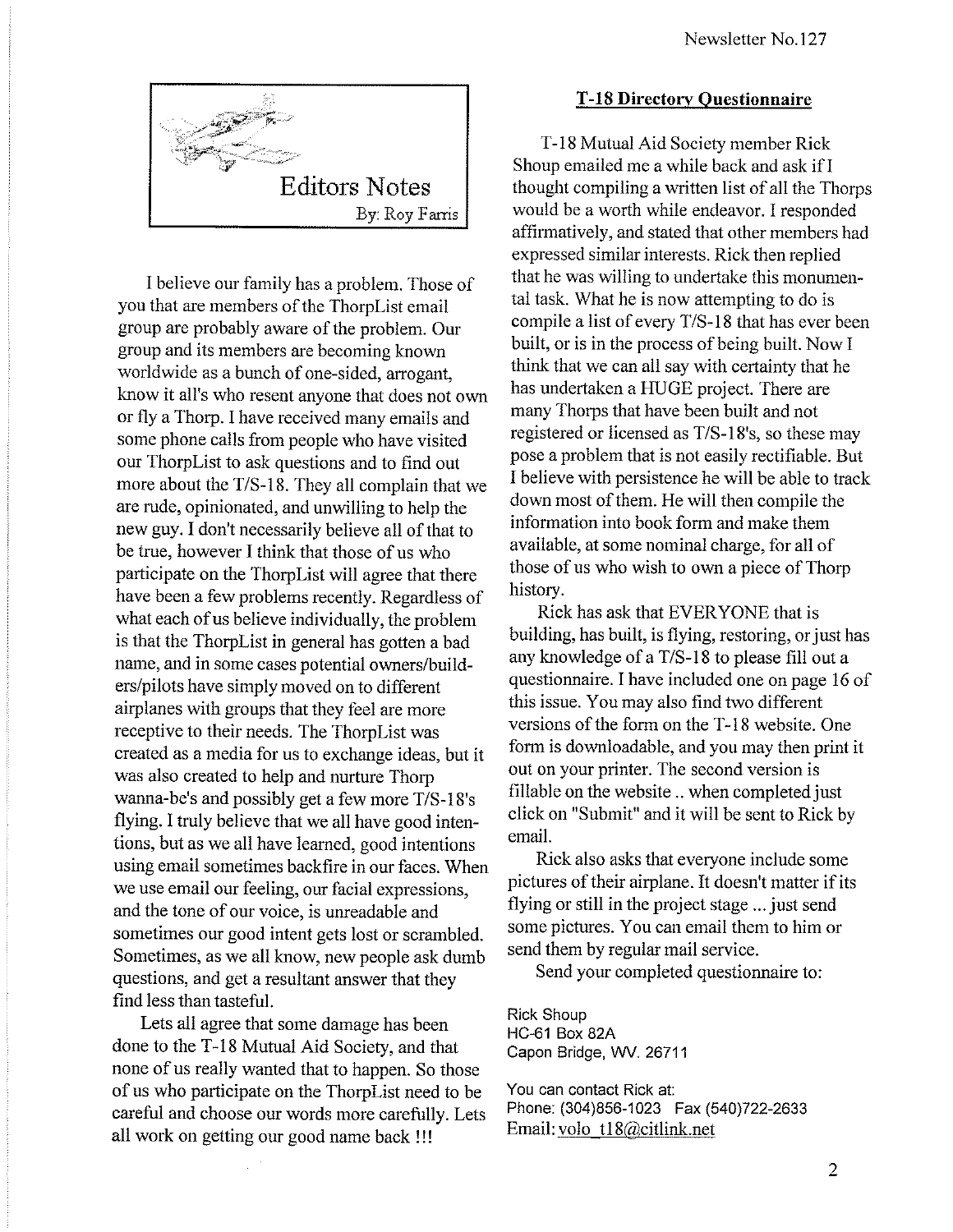## Editors Notes

By: Roy Farris

I believe our family has a problem. Those of you that are members of the ThorpList email group are probably aware of the problem. Our group and its members are becoming known worldwide as a bunch of one-sided, arrogant, know it all's who resent anyone that does not own or fly a Thorp. I have received many emails and some phone calls from people who have visited our ThorpList to ask questions and to find out more about the T/S-18. They all complain that we are rude, opinionated, and unwilling to help the new guy. I don't necessarily believe all of that to be true, however I think that those of us who participate on the ThorpList will agree that there have been a few problems recently. Regardless of what each of us believe individually, the problem is that the ThorpList in general has gotten a bad name, and in some cases potential owners/builders/pilots have simply moved on to different airplanes with groups that they feel are more receptive to their needs. The ThorpList was created as a media for us to exchange ideas, but it was also created to help and nurture Thorp wanna-be's and possibly get a few more T/S-18's flying. I truly believe that we all have good intentions, but as we all have learned, good intentions using email sometimes backfire in our faces. When we use email our feeling, our facial expressions, and the tone of our voice, is unreadable and sometimes our good intent gets lost or scrambled. Sometimes, as we all know, new people ask dumb questions, and get a resultant answer that they find less than tasteful.

Lets all agree that some damage has been done to the T-18 Mutual Aid Society, and that none of us really wanted that to happen. So those of us who participate on the ThorpList need to be careful and choose our words more carefully. Lets all work on getting our good name back !!!

## T-18 Directory Questionnaire

T-18 Mutual Aid Society member Rick Shoup emailed me a while back and ask if I thought compiling a written list of all the Thorps would be a worth while endeavor. I responded affirmatively, and stated that other members had expressed similar interests. Rick then replied that he was willing to undertake this monumental task. What he is now attempting to do is compile a list of every T/S-18 that has ever been built, or is in the process of being built. Now I think that we can all say with certainty that he has undertaken a HUGE project. There are many Thorps that have been built and not registered or licensed as T/S-18's, so these may pose a problem that is not easily rectifiable. But I believe with persistence he will be able to track down most of them. He will then compile the information into book form and make them available, at some nominal charge, for all of those of us who wish to own a piece of Thorp history.

Rick has ask that EVERYONE that is building, has built, is flying, restoring, or just has any knowledge of a T/S-18 to please fill out a questionnaire. I have included one on page 16 of this issue. You may also find two different versions of the form on the T-18 website. One form is downloadable, and you may then print it out on your printer. The second version is fillable on the website .. when completed just click on "Submit" and it will be sent to Rick by email.

Rick also asks that everyone include some pictures of their airplane. It doesn't matter if its flying or still in the project stage ... just send some pictures. You can email them to him or send them by regular mail service.

Send your completed questionnaire to:

Rick Shoup
HC-61 Box 82A
Capon Bridge, WV. 26711

You can contact Rick at:
Phone: (304)856-1023 Fax (540)722-2633
Email: volo_t18@citlink.net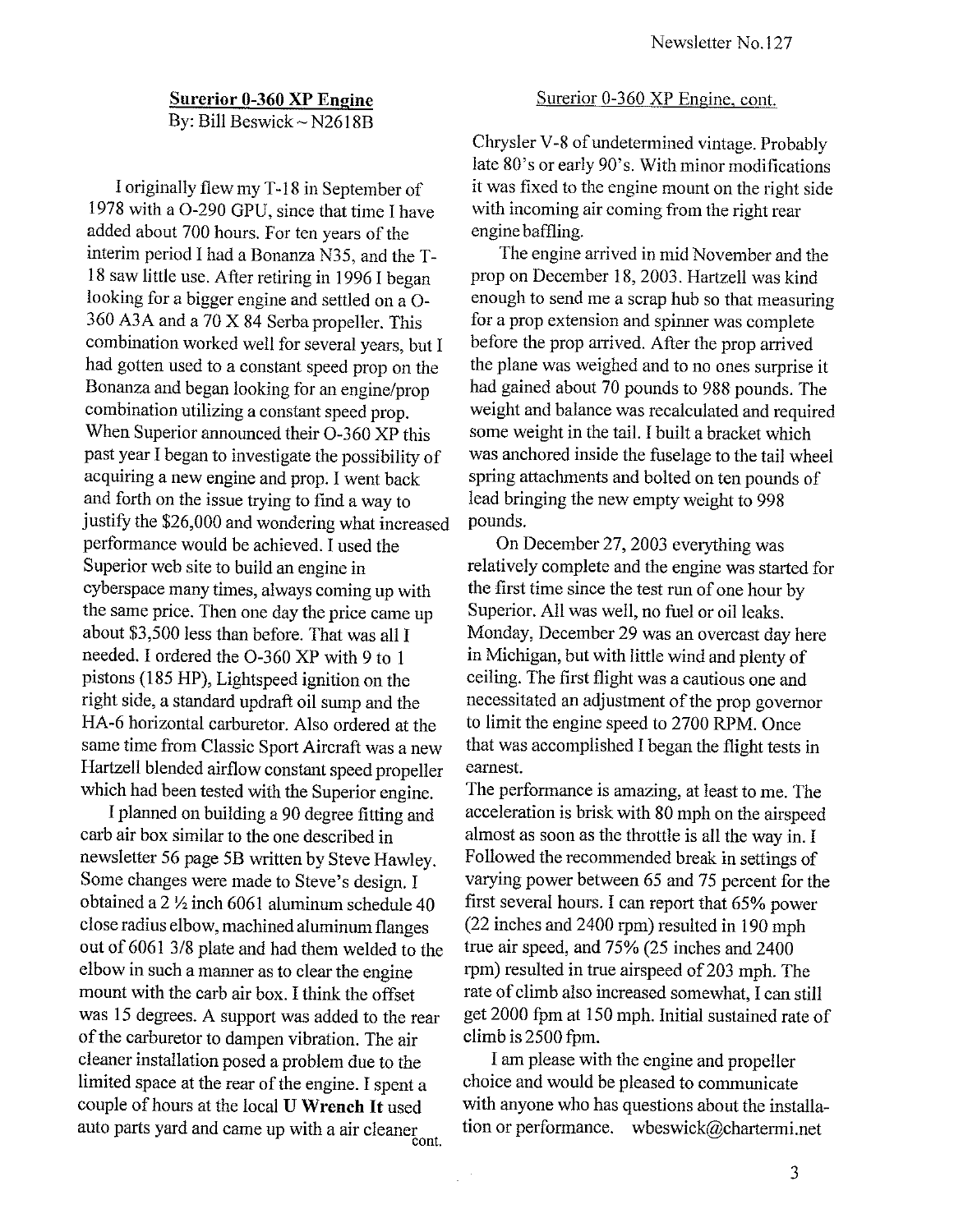## Surerior 0-360 XP Engine

By: Bill Beswick ~ N2618B

I originally flew my T-18 in September of 1978 with a O-290 GPU, since that time I have added about 700 hours. For ten years of the interim period I had a Bonanza N35, and the T-18 saw little use. After retiring in 1996 I began looking for a bigger engine and settled on a O-360 A3A and a 70 X 84 Serba propeller. This combination worked well for several years, but I had gotten used to a constant speed prop on the Bonanza and began looking for an engine/prop combination utilizing a constant speed prop. When Superior announced their O-360 XP this past year I began to investigate the possibility of acquiring a new engine and prop. I went back and forth on the issue trying to find a way to justify the $26,000 and wondering what increased performance would be achieved. I used the Superior web site to build an engine in cyberspace many times, always coming up with the same price. Then one day the price came up about $3,500 less than before. That was all I needed. I ordered the O-360 XP with 9 to 1 pistons (185 HP), Lightspeed ignition on the right side, a standard updraft oil sump and the HA-6 horizontal carburetor. Also ordered at the same time from Classic Sport Aircraft was a new Hartzell blended airflow constant speed propeller which had been tested with the Superior engine.

I planned on building a 90 degree fitting and carb air box similar to the one described in newsletter 56 page 5B written by Steve Hawley. Some changes were made to Steve's design. I obtained a 2 ½ inch 6061 aluminum schedule 40 close radius elbow, machined aluminum flanges out of 6061 3/8 plate and had them welded to the elbow in such a manner as to clear the engine mount with the carb air box. I think the offset was 15 degrees. A support was added to the rear of the carburetor to dampen vibration. The air cleaner installation posed a problem due to the limited space at the rear of the engine. I spent a couple of hours at the local **U Wrench It** used auto parts yard and came up with a air cleaner Chrysler V-8 of undetermined vintage. Probably late 80's or early 90's. With minor modifications it was fixed to the engine mount on the right side with incoming air coming from the right rear engine baffling.

The engine arrived in mid November and the prop on December 18, 2003. Hartzell was kind enough to send me a scrap hub so that measuring for a prop extension and spinner was complete before the prop arrived. After the prop arrived the plane was weighed and to no ones surprise it had gained about 70 pounds to 988 pounds. The weight and balance was recalculated and required some weight in the tail. I built a bracket which was anchored inside the fuselage to the tail wheel spring attachments and bolted on ten pounds of lead bringing the new empty weight to 998 pounds.

On December 27, 2003 everything was relatively complete and the engine was started for the first time since the test run of one hour by Superior. All was well, no fuel or oil leaks. Monday, December 29 was an overcast day here in Michigan, but with little wind and plenty of ceiling. The first flight was a cautious one and necessitated an adjustment of the prop governor to limit the engine speed to 2700 RPM. Once that was accomplished I began the flight tests in earnest.

The performance is amazing, at least to me. The acceleration is brisk with 80 mph on the airspeed almost as soon as the throttle is all the way in. I Followed the recommended break in settings of varying power between 65 and 75 percent for the first several hours. I can report that 65% power (22 inches and 2400 rpm) resulted in 190 mph true air speed, and 75% (25 inches and 2400 rpm) resulted in true airspeed of 203 mph. The rate of climb also increased somewhat, I can still get 2000 fpm at 150 mph. Initial sustained rate of climb is 2500 fpm.

I am please with the engine and propeller choice and would be pleased to communicate with anyone who has questions about the installation or performance. wbeswick@chartermi.net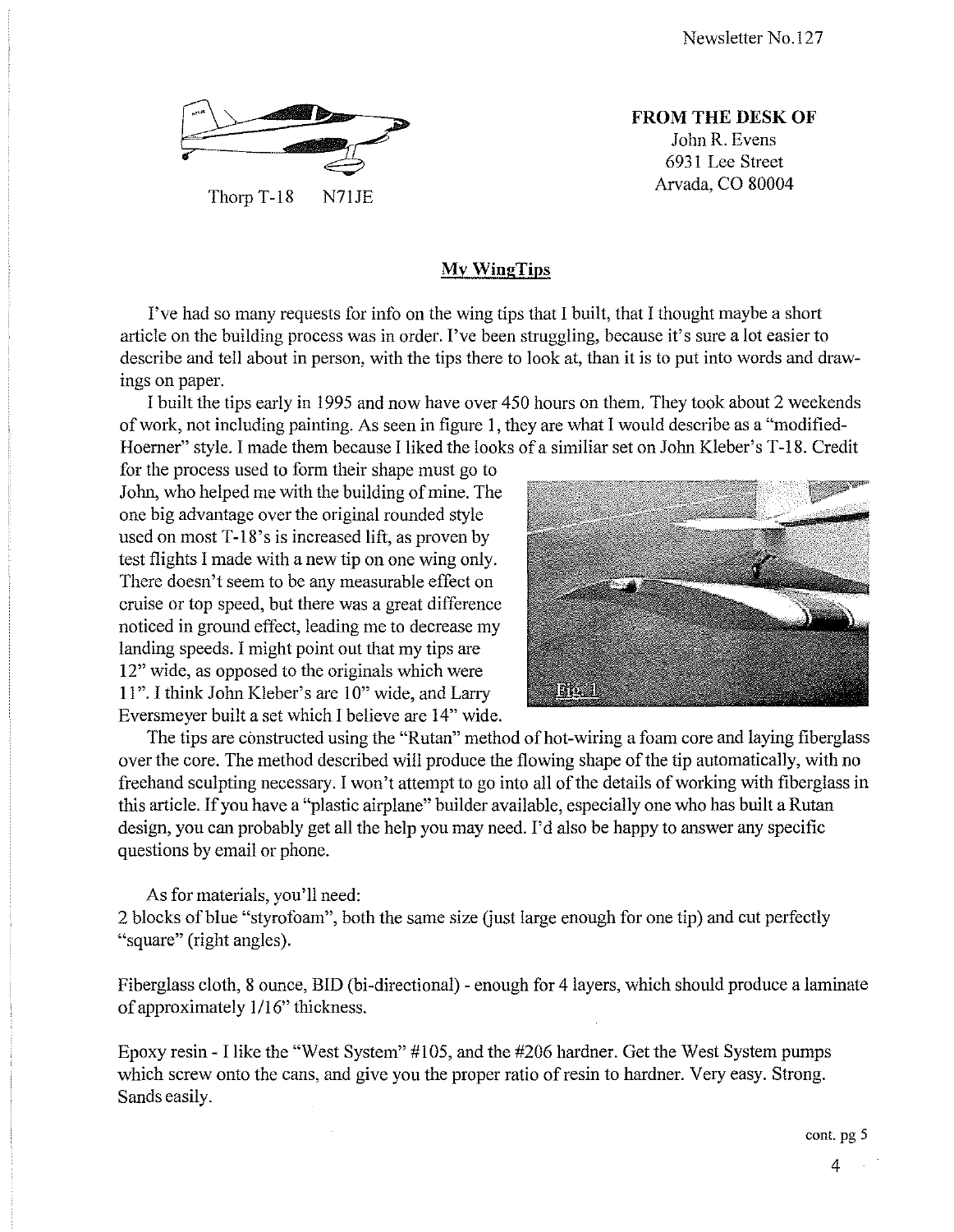Thorp T-18 N71JE

**FROM THE DESK OF**
John R. Evens
6931 Lee Street
Arvada, CO 80004

## My WingTips

I've had so many requests for info on the wing tips that I built, that I thought maybe a short article on the building process was in order. I've been struggling, because it's sure a lot easier to describe and tell about in person, with the tips there to look at, than it is to put into words and drawings on paper.

I built the tips early in 1995 and now have over 450 hours on them. They took about 2 weekends of work, not including painting. As seen in figure 1, they are what I would describe as a "modified-Hoerner" style. I made them because I liked the looks of a similiar set on John Kleber's T-18. Credit for the process used to form their shape must go to John, who helped me with the building of mine. The one big advantage over the original rounded style used on most T-18's is increased lift, as proven by test flights I made with a new tip on one wing only. There doesn't seem to be any measurable effect on cruise or top speed, but there was a great difference noticed in ground effect, leading me to decrease my landing speeds. I might point out that my tips are 12" wide, as opposed to the originals which were 11". I think John Kleber's are 10" wide, and Larry Eversmeyer built a set which I believe are 14" wide.

Fig. 1

The tips are constructed using the "Rutan" method of hot-wiring a foam core and laying fiberglass over the core. The method described will produce the flowing shape of the tip automatically, with no freehand sculpting necessary. I won't attempt to go into all of the details of working with fiberglass in this article. If you have a "plastic airplane" builder available, especially one who has built a Rutan design, you can probably get all the help you may need. I'd also be happy to answer any specific questions by email or phone.

As for materials, you'll need:

2 blocks of blue "styrofoam", both the same size (just large enough for one tip) and cut perfectly "square" (right angles).

Fiberglass cloth, 8 ounce, BID (bi-directional) - enough for 4 layers, which should produce a laminate of approximately 1/16" thickness.

Epoxy resin - I like the "West System" #105, and the #206 hardner. Get the West System pumps which screw onto the cans, and give you the proper ratio of resin to hardner. Very easy. Strong. Sands easily.

cont. pg 5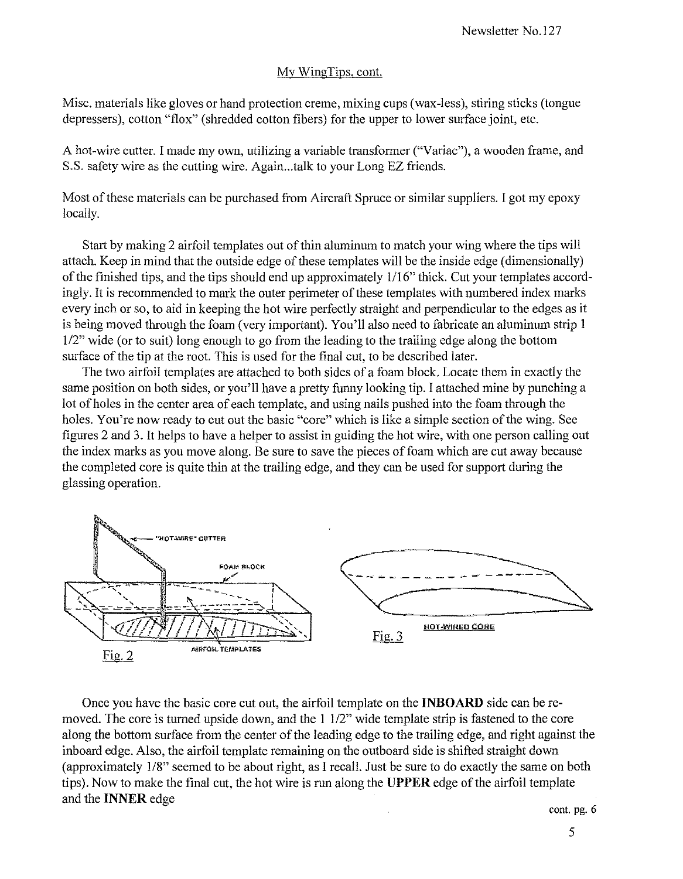## My WingTips, cont.

Misc. materials like gloves or hand protection creme, mixing cups (wax-less), stiring sticks (tongue depressers), cotton "flox" (shredded cotton fibers) for the upper to lower surface joint, etc.

A hot-wire cutter. I made my own, utilizing a variable transformer ("Variac"), a wooden frame, and S.S. safety wire as the cutting wire. Again...talk to your Long EZ friends.

Most of these materials can be purchased from Aircraft Spruce or similar suppliers. I got my epoxy locally.

Start by making 2 airfoil templates out of thin aluminum to match your wing where the tips will attach. Keep in mind that the outside edge of these templates will be the inside edge (dimensionally) of the finished tips, and the tips should end up approximately 1/16" thick. Cut your templates accordingly. It is recommended to mark the outer perimeter of these templates with numbered index marks every inch or so, to aid in keeping the hot wire perfectly straight and perpendicular to the edges as it is being moved through the foam (very important). You'll also need to fabricate an aluminum strip 1 1/2" wide (or to suit) long enough to go from the leading to the trailing edge along the bottom surface of the tip at the root. This is used for the final cut, to be described later.

The two airfoil templates are attached to both sides of a foam block. Locate them in exactly the same position on both sides, or you'll have a pretty funny looking tip. I attached mine by punching a lot of holes in the center area of each template, and using nails pushed into the foam through the holes. You're now ready to cut out the basic "core" which is like a simple section of the wing. See figures 2 and 3. It helps to have a helper to assist in guiding the hot wire, with one person calling out the index marks as you move along. Be sure to save the pieces of foam which are cut away because the completed core is quite thin at the trailing edge, and they can be used for support during the glassing operation.

"HOT-WIRE" CUTTER — FOAM BLOCK — AIRFOIL TEMPLATES

Fig. 2

HOT-WIRED CORE

Fig. 3

Once you have the basic core cut out, the airfoil template on the **INBOARD** side can be removed. The core is turned upside down, and the 1 1/2" wide template strip is fastened to the core along the bottom surface from the center of the leading edge to the trailing edge, and right against the inboard edge. Also, the airfoil template remaining on the outboard side is shifted straight down (approximately 1/8" seemed to be about right, as I recall. Just be sure to do exactly the same on both tips). Now to make the final cut, the hot wire is run along the **UPPER** edge of the airfoil template and the **INNER** edge

cont. pg. 6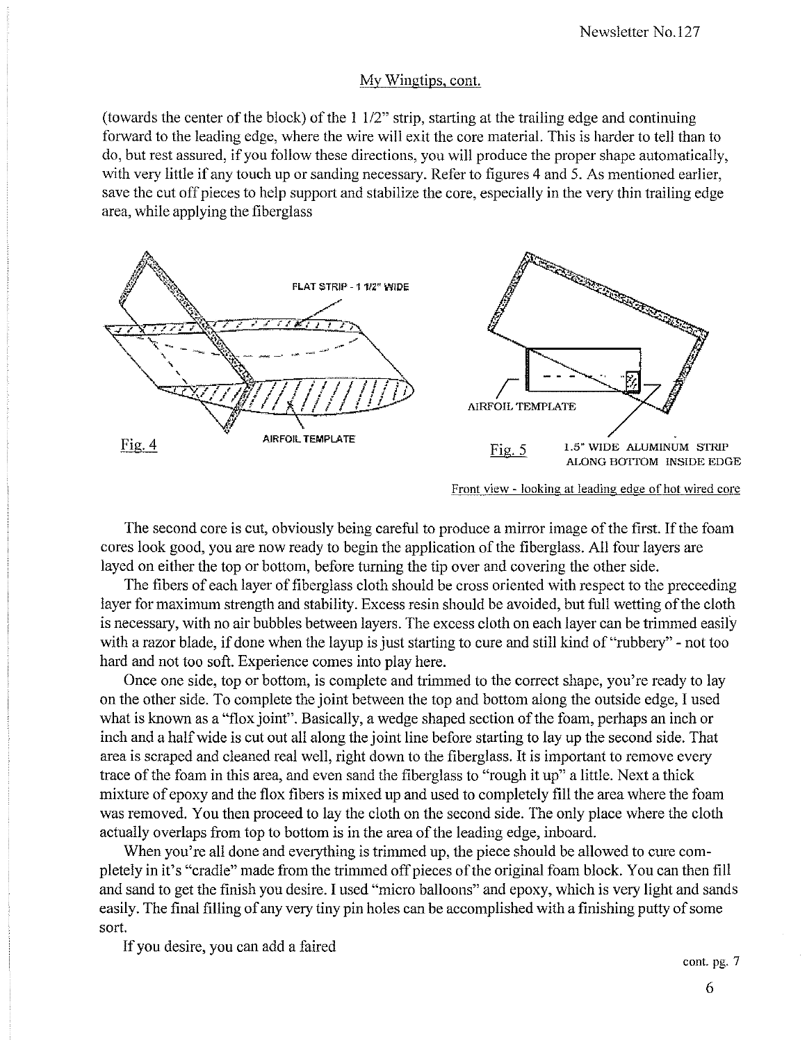## My Wingtips, cont.

(towards the center of the block) of the 1 1/2" strip, starting at the trailing edge and continuing forward to the leading edge, where the wire will exit the core material. This is harder to tell than to do, but rest assured, if you follow these directions, you will produce the proper shape automatically, with very little if any touch up or sanding necessary. Refer to figures 4 and 5. As mentioned earlier, save the cut off pieces to help support and stabilize the core, especially in the very thin trailing edge area, while applying the fiberglass

FLAT STRIP - 1 1/2" WIDE

AIRFOIL TEMPLATE

Fig. 4

AIRFOIL TEMPLATE

Fig. 5 1.5" WIDE ALUMINUM STRIP ALONG BOTTOM INSIDE EDGE

Front view - looking at leading edge of hot wired core

The second core is cut, obviously being careful to produce a mirror image of the first. If the foam cores look good, you are now ready to begin the application of the fiberglass. All four layers are layed on either the top or bottom, before turning the tip over and covering the other side.

The fibers of each layer of fiberglass cloth should be cross oriented with respect to the preceeding layer for maximum strength and stability. Excess resin should be avoided, but full wetting of the cloth is necessary, with no air bubbles between layers. The excess cloth on each layer can be trimmed easily with a razor blade, if done when the layup is just starting to cure and still kind of "rubbery" - not too hard and not too soft. Experience comes into play here.

Once one side, top or bottom, is complete and trimmed to the correct shape, you're ready to lay on the other side. To complete the joint between the top and bottom along the outside edge, I used what is known as a "flox joint". Basically, a wedge shaped section of the foam, perhaps an inch or inch and a half wide is cut out all along the joint line before starting to lay up the second side. That area is scraped and cleaned real well, right down to the fiberglass. It is important to remove every trace of the foam in this area, and even sand the fiberglass to "rough it up" a little. Next a thick mixture of epoxy and the flox fibers is mixed up and used to completely fill the area where the foam was removed. You then proceed to lay the cloth on the second side. The only place where the cloth actually overlaps from top to bottom is in the area of the leading edge, inboard.

When you're all done and everything is trimmed up, the piece should be allowed to cure completely in it's "cradle" made from the trimmed off pieces of the original foam block. You can then fill and sand to get the finish you desire. I used "micro balloons" and epoxy, which is very light and sands easily. The final filling of any very tiny pin holes can be accomplished with a finishing putty of some sort.

If you desire, you can add a faired

cont. pg. 7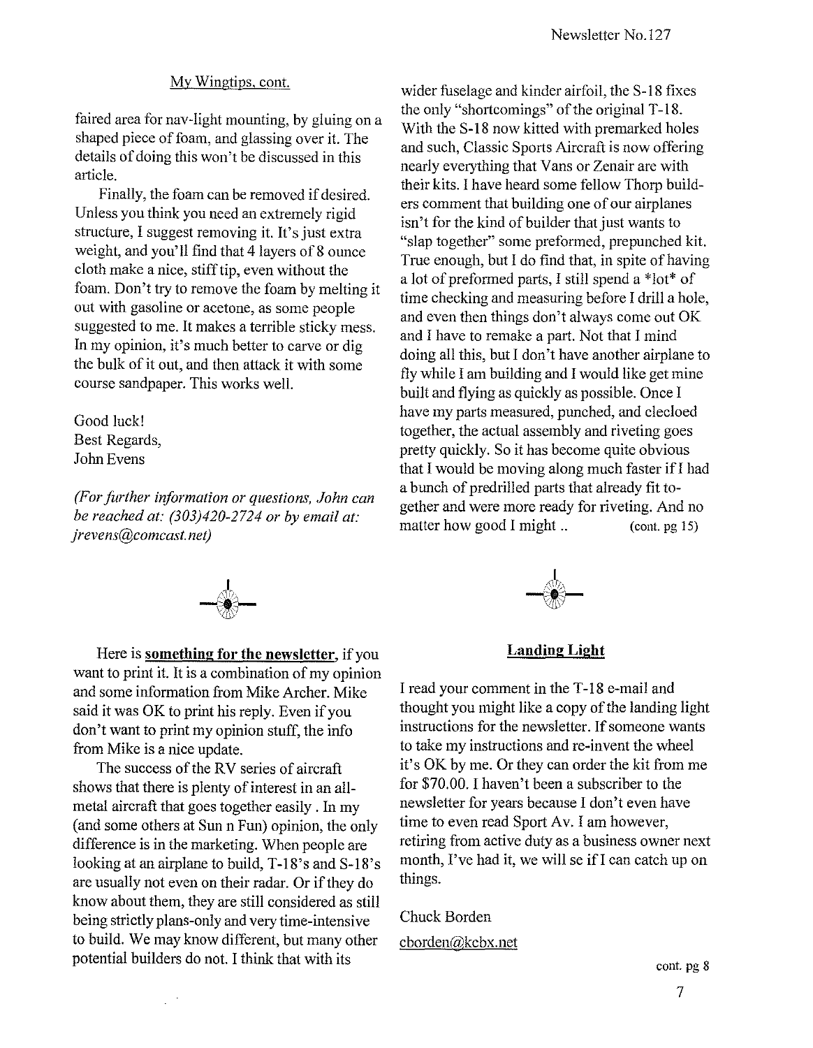My Wingtips, cont.

faired area for nav-light mounting, by gluing on a shaped piece of foam, and glassing over it. The details of doing this won't be discussed in this article.

Finally, the foam can be removed if desired. Unless you think you need an extremely rigid structure, I suggest removing it. It's just extra weight, and you'll find that 4 layers of 8 ounce cloth make a nice, stiff tip, even without the foam. Don't try to remove the foam by melting it out with gasoline or acetone, as some people suggested to me. It makes a terrible sticky mess. In my opinion, it's much better to carve or dig the bulk of it out, and then attack it with some course sandpaper. This works well.

Good luck!
Best Regards,
John Evens

*(For further information or questions, John can be reached at: (303)420-2724 or by email at: jrevens@comcast.net)*

Here is **something for the newsletter**, if you want to print it. It is a combination of my opinion and some information from Mike Archer. Mike said it was OK to print his reply. Even if you don't want to print my opinion stuff, the info from Mike is a nice update.

The success of the RV series of aircraft shows that there is plenty of interest in an all-metal aircraft that goes together easily . In my (and some others at Sun n Fun) opinion, the only difference is in the marketing. When people are looking at an airplane to build, T-18's and S-18's are usually not even on their radar. Or if they do know about them, they are still considered as still being strictly plans-only and very time-intensive to build. We may know different, but many other potential builders do not. I think that with its wider fuselage and kinder airfoil, the S-18 fixes the only "shortcomings" of the original T-18. With the S-18 now kitted with premarked holes and such, Classic Sports Aircraft is now offering nearly everything that Vans or Zenair are with their kits. I have heard some fellow Thorp builders comment that building one of our airplanes isn't for the kind of builder that just wants to "slap together" some preformed, prepunched kit. True enough, but I do find that, in spite of having a lot of preformed parts, I still spend a *lot* of time checking and measuring before I drill a hole, and even then things don't always come out OK and I have to remake a part. Not that I mind doing all this, but I don't have another airplane to fly while I am building and I would like get mine built and flying as quickly as possible. Once I have my parts measured, punched, and clecloed together, the actual assembly and riveting goes pretty quickly. So it has become quite obvious that I would be moving along much faster if I had a bunch of predrilled parts that already fit together and were more ready for riveting. And no matter how good I might .. (cont. pg 15)

**Landing Light**

I read your comment in the T-18 e-mail and thought you might like a copy of the landing light instructions for the newsletter. If someone wants to take my instructions and re-invent the wheel it's OK by me. Or they can order the kit from me for $70.00. I haven't been a subscriber to the newsletter for years because I don't even have time to even read Sport Av. I am however, retiring from active duty as a business owner next month, I've had it, we will se if I can catch up on things.

Chuck Borden
cborden@kcbx.net

cont. pg 8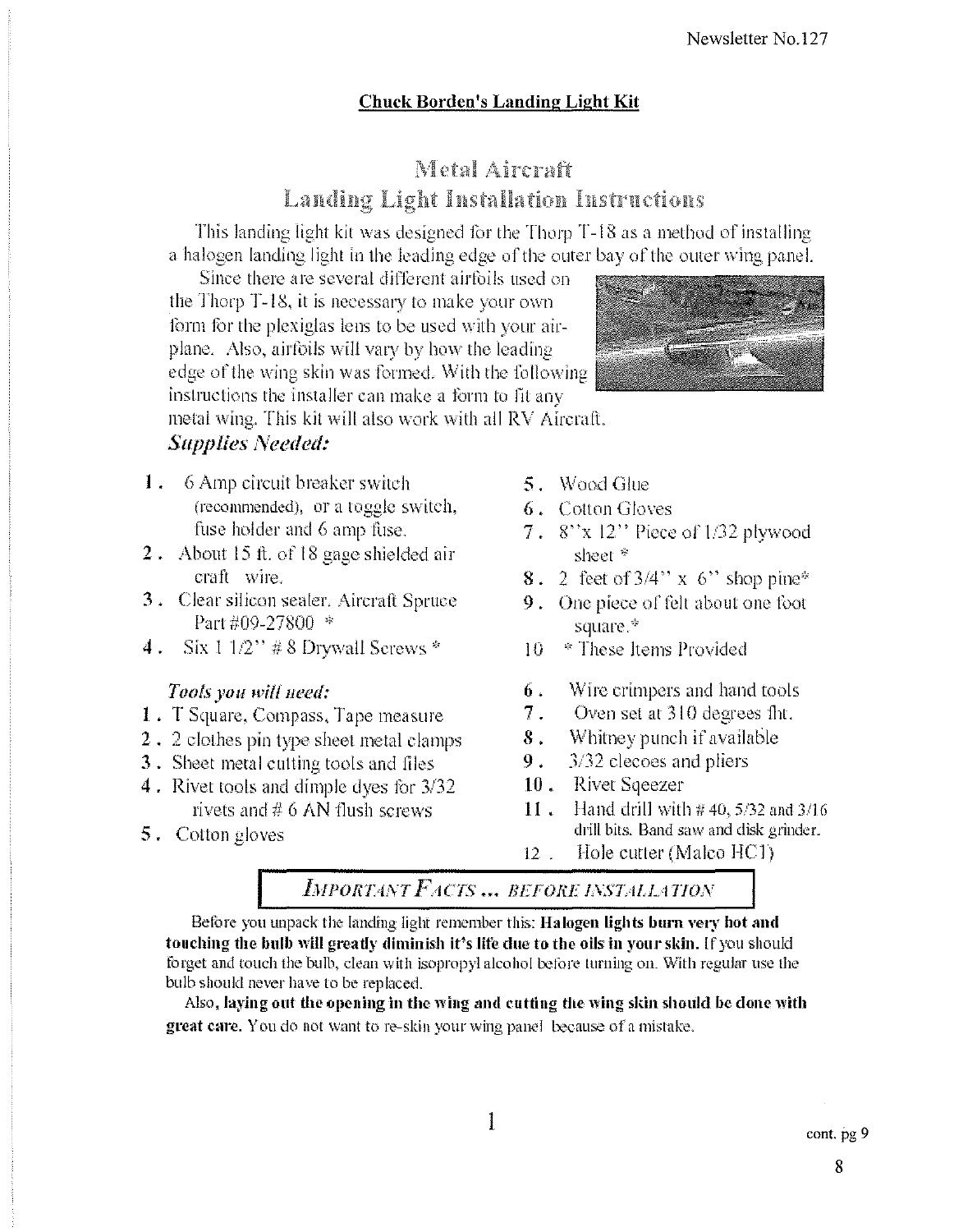## Chuck Borden's Landing Light Kit

# Metal Aircraft
# Landing Light Installation Instructions

This landing light kit was designed for the Thorp T-18 as a method of installing a halogen landing light in the leading edge of the outer bay of the outer wing panel.

Since there are several different airfoils used on the Thorp T-18, it is necessary to make your own form for the plexiglas lens to be used with your airplane. Also, airfoils will vary by how the leading edge of the wing skin was formed. With the following instructions the installer can make a form to fit any metal wing. This kit will also work with all RV Aircraft.

### *Supplies Needed:*

1. 6 Amp circuit breaker switch (recommended), or a toggle switch, fuse holder and 6 amp fuse.
2. About 15 ft. of 18 gage shielded air craft wire.
3. Clear silicon sealer. Aircraft Spruce Part #09-27800 *
4. Six 1 1/2" # 8 Drywall Screws *
5. Wood Glue
6. Cotton Gloves
7. 8"x 12" Piece of 1/32 plywood sheet *
8. 2 feet of 3/4" x 6" shop pine*
9. One piece of felt about one foot square.*
10. * These Items Provided

### *Tools you will need:*

1. T Square, Compass, Tape measure
2. 2 clothes pin type sheet metal clamps
3. Sheet metal cutting tools and files
4. Rivet tools and dimple dyes for 3/32 rivets and # 6 AN flush screws
5. Cotton gloves
6. Wire crimpers and hand tools
7. Oven set at 310 degrees fht.
8. Whitney punch if available
9. 3/32 clecoes and pliers
10. Rivet Sqeezer
11. Hand drill with # 40, 5/32 and 3/16 drill bits. Band saw and disk grinder.
12. Hole cutter (Malco HC1)

### *IMPORTANT FACTS ... BEFORE INSTALLATION*

Before you unpack the landing light remember this: **Halogen lights burn very hot and touching the bulb will greatly diminish it's life due to the oils in your skin.** If you should forget and touch the bulb, clean with isopropyl alcohol before turning on. With regular use the bulb should never have to be replaced.

Also, **laying out the opening in the wing and cutting the wing skin should be done with great care.** You do not want to re-skin your wing panel because of a mistake.

cont. pg 9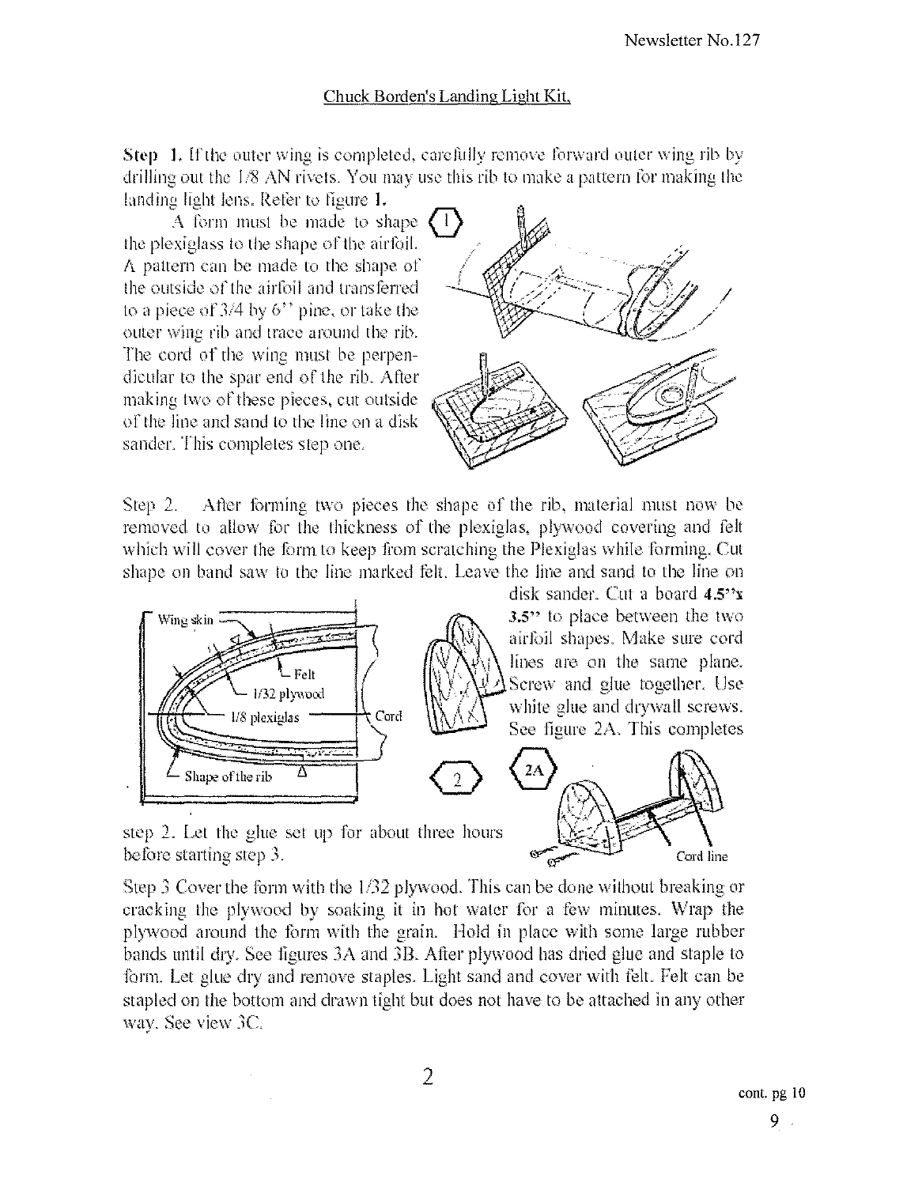## Chuck Borden's Landing Light Kit.

**Step 1.** If the outer wing is completed, carefully remove forward outer wing rib by drilling out the 1/8 AN rivets. You may use this rib to make a pattern for making the landing light lens. Refer to figure **1.**

A form must be made to shape the plexiglass to the shape of the airfoil. A pattern can be made to the shape of the outside of the airfoil and transferred to a piece of 3/4 by 6'' pine, or take the outer wing rib and trace around the rib. The cord of the wing must be perpendicular to the spar end of the rib. After making two of these pieces, cut outside of the line and sand to the line on a disk sander. This completes step one.

Step 2. After forming two pieces the shape of the rib, material must now be removed to allow for the thickness of the plexiglas, plywood covering and felt which will cover the form to keep from scratching the Plexiglas while forming. Cut shape on band saw to the line marked felt. Leave the line and sand to the line on disk sander. Cut a board **4.5''x 3.5''** to place between the two airfoil shapes. Make sure cord lines are on the same plane. Screw and glue together. Use white glue and drywall screws. See figure 2A. This completes step 2. Let the glue set up for about three hours before starting step 3.

Step 3 Cover the form with the 1/32 plywood. This can be done without breaking or cracking the plywood by soaking it in hot water for a few minutes. Wrap the plywood around the form with the grain. Hold in place with some large rubber bands until dry. See figures 3A and 3B. After plywood has dried glue and staple to form. Let glue dry and remove staples. Light sand and cover with felt. Felt can be stapled on the bottom and drawn tight but does not have to be attached in any other way. See view 3C.

cont. pg 10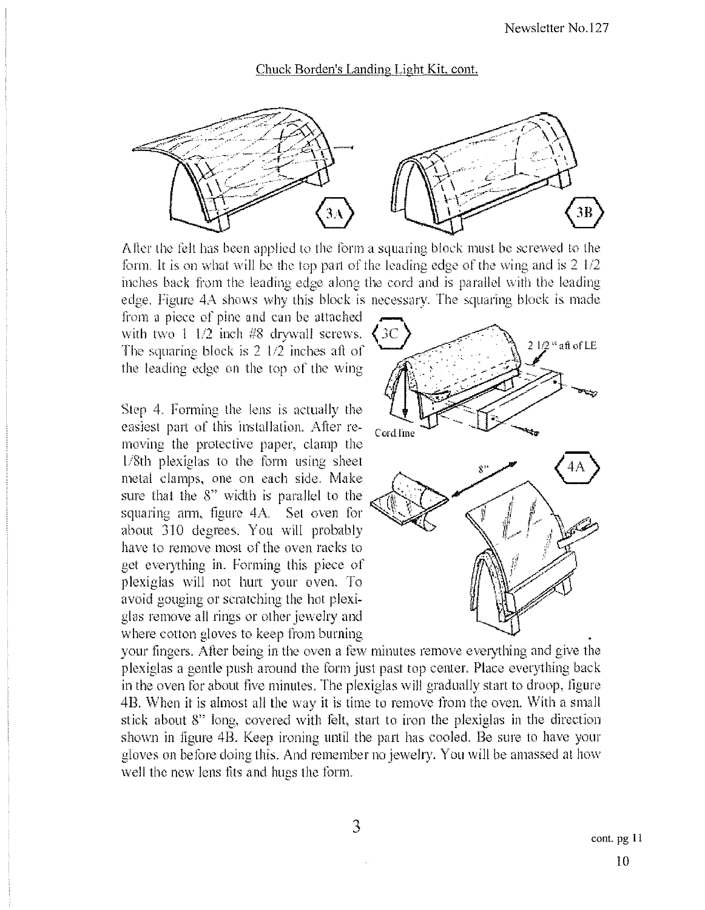## Chuck Borden's Landing Light Kit, cont.

After the felt has been applied to the form a squaring block must be screwed to the form. It is on what will be the top part of the leading edge of the wing and is 2 1/2 inches back from the leading edge along the cord and is parallel with the leading edge. Figure 4A shows why this block is necessary. The squaring block is made from a piece of pine and can be attached with two 1 1/2 inch #8 drywall screws. The squaring block is 2 1/2 inches aft of the leading edge on the top of the wing

Step 4. Forming the lens is actually the easiest part of this installation. After removing the protective paper, clamp the 1/8th plexiglas to the form using sheet metal clamps, one on each side. Make sure that the 8" width is parallel to the squaring arm, figure 4A. Set oven for about 310 degrees. You will probably have to remove most of the oven racks to get everything in. Forming this piece of plexiglas will not hurt your oven. To avoid gouging or scratching the hot plexiglas remove all rings or other jewelry and where cotton gloves to keep from burning your fingers. After being in the oven a few minutes remove everything and give the plexiglas a gentle push around the form just past top center. Place everything back in the oven for about five minutes. The plexiglas will gradually start to droop, figure 4B. When it is almost all the way it is time to remove from the oven. With a small stick about 8" long, covered with felt, start to iron the plexiglas in the direction shown in figure 4B. Keep ironing until the part has cooled. Be sure to have your gloves on before doing this. And remember no jewelry. You will be amassed at how well the new lens fits and hugs the form.

cont. pg 11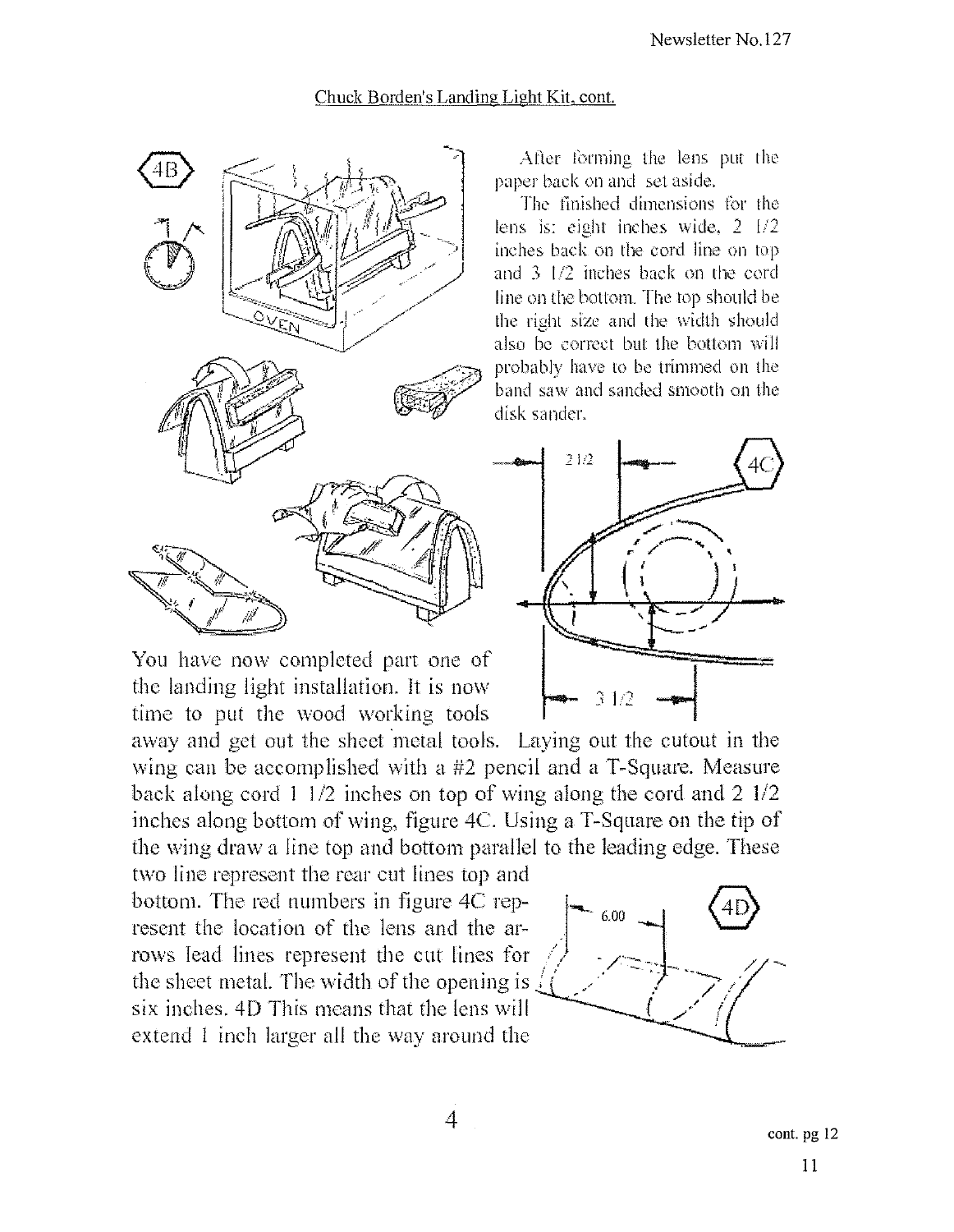Chuck Borden's Landing Light Kit, cont.

After forming the lens put the paper back on and set aside.

The finished dimensions for the lens is: eight inches wide, 2 1/2 inches back on the cord line on top and 3 1/2 inches back on the cord line on the bottom. The top should be the right size and the width should also be correct but the bottom will probably have to be trimmed on the band saw and sanded smooth on the disk sander.

You have now completed part one of the landing light installation. It is now time to put the wood working tools away and get out the sheet metal tools. Laying out the cutout in the wing can be accomplished with a #2 pencil and a T-Square. Measure back along cord 1 1/2 inches on top of wing along the cord and 2 1/2 inches along bottom of wing, figure 4C. Using a T-Square on the tip of the wing draw a line top and bottom parallel to the leading edge. These two line represent the rear cut lines top and bottom. The red numbers in figure 4C represent the location of the lens and the arrows lead lines represent the cut lines for the sheet metal. The width of the opening is six inches. 4D This means that the lens will extend 1 inch larger all the way around the

cont. pg 12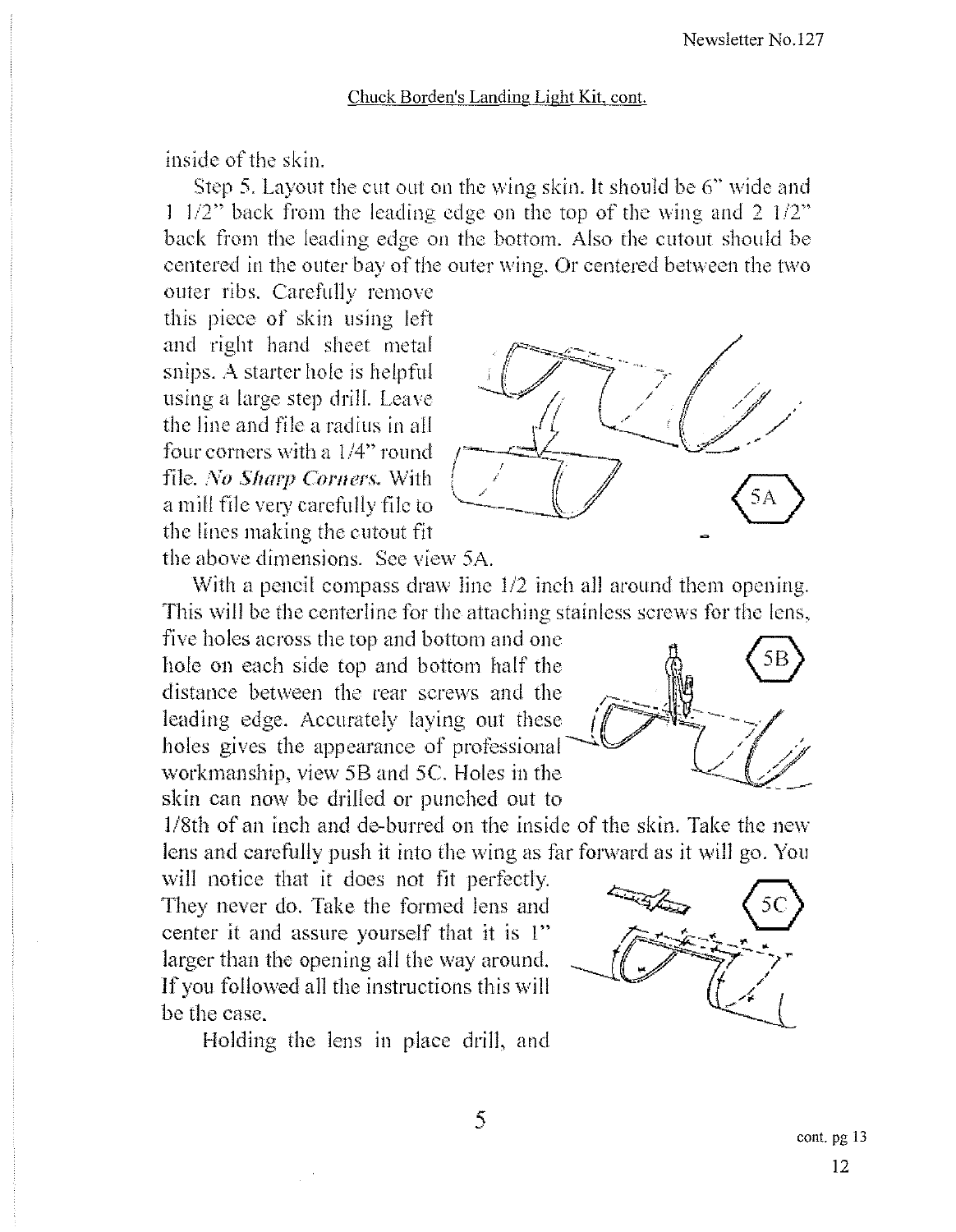Chuck Borden's Landing Light Kit, cont.

inside of the skin.

Step 5. Layout the cut out on the wing skin. It should be 6" wide and 1 1/2" back from the leading edge on the top of the wing and 2 1/2" back from the leading edge on the bottom. Also the cutout should be centered in the outer bay of the outer wing. Or centered between the two outer ribs. Carefully remove this piece of skin using left and right hand sheet metal snips. A starter hole is helpful using a large step drill. Leave the line and file a radius in all four corners with a 1/4" round file. *No Sharp Corners.* With a mill file very carefully file to the lines making the cutout fit the above dimensions. See view 5A.

With a pencil compass draw line 1/2 inch all around them opening. This will be the centerline for the attaching stainless screws for the lens, five holes across the top and bottom and one hole on each side top and bottom half the distance between the rear screws and the leading edge. Accurately laying out these holes gives the appearance of professional workmanship, view 5B and 5C. Holes in the skin can now be drilled or punched out to 1/8th of an inch and de-burred on the inside of the skin. Take the new lens and carefully push it into the wing as far forward as it will go. You will notice that it does not fit perfectly. They never do. Take the formed lens and center it and assure yourself that it is 1" larger than the opening all the way around. If you followed all the instructions this will be the case.

Holding the lens in place drill, and

cont. pg 13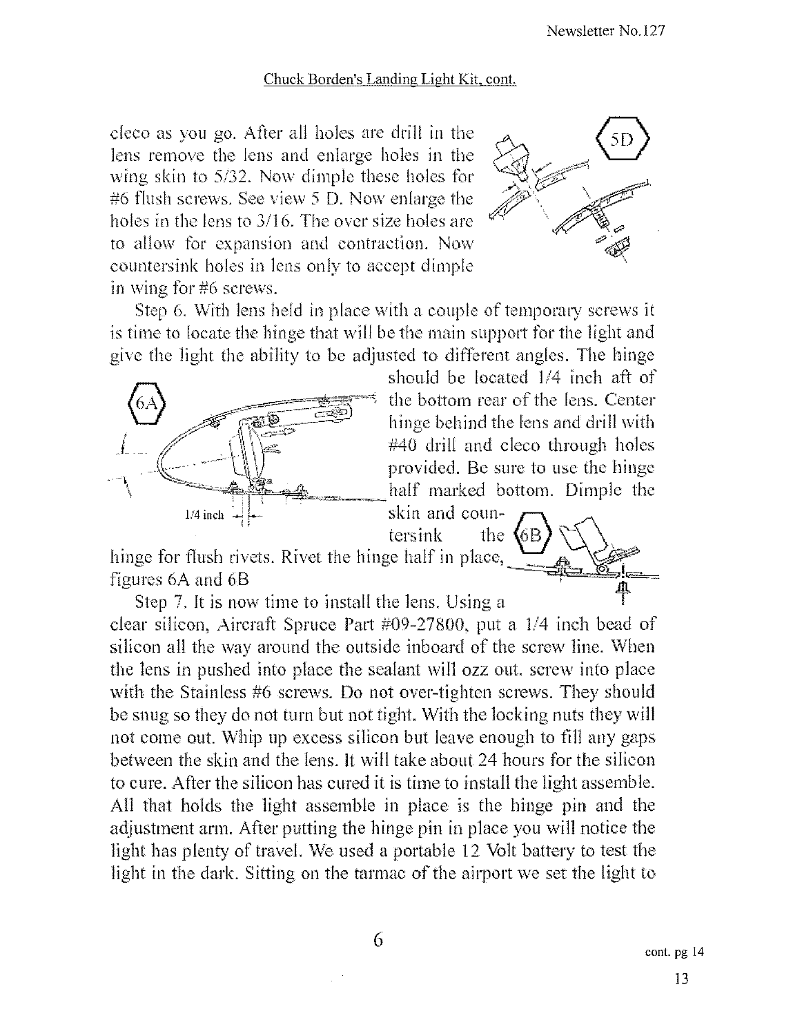Chuck Borden's Landing Light Kit, cont.

cleco as you go. After all holes are drill in the lens remove the lens and enlarge holes in the wing skin to 5/32. Now dimple these holes for #6 flush screws. See view 5 D. Now enlarge the holes in the lens to 3/16. The over size holes are to allow for expansion and contraction. Now countersink holes in lens only to accept dimple in wing for #6 screws.

Step 6. With lens held in place with a couple of temporary screws it is time to locate the hinge that will be the main support for the light and give the light the ability to be adjusted to different angles. The hinge should be located 1/4 inch aft of the bottom rear of the lens. Center hinge behind the lens and drill with #40 drill and cleco through holes provided. Be sure to use the hinge half marked bottom. Dimple the skin and countersink the hinge for flush rivets. Rivet the hinge half in place, figures 6A and 6B

Step 7. It is now time to install the lens. Using a clear silicon, Aircraft Spruce Part #09-27800, put a 1/4 inch bead of silicon all the way around the outside inboard of the screw line. When the lens in pushed into place the sealant will ozz out. screw into place with the Stainless #6 screws. Do not over-tighten screws. They should be snug so they do not turn but not tight. With the locking nuts they will not come out. Whip up excess silicon but leave enough to fill any gaps between the skin and the lens. It will take about 24 hours for the silicon to cure. After the silicon has cured it is time to install the light assemble. All that holds the light assemble in place is the hinge pin and the adjustment arm. After putting the hinge pin in place you will notice the light has plenty of travel. We used a portable 12 Volt battery to test the light in the dark. Sitting on the tarmac of the airport we set the light to

cont. pg 14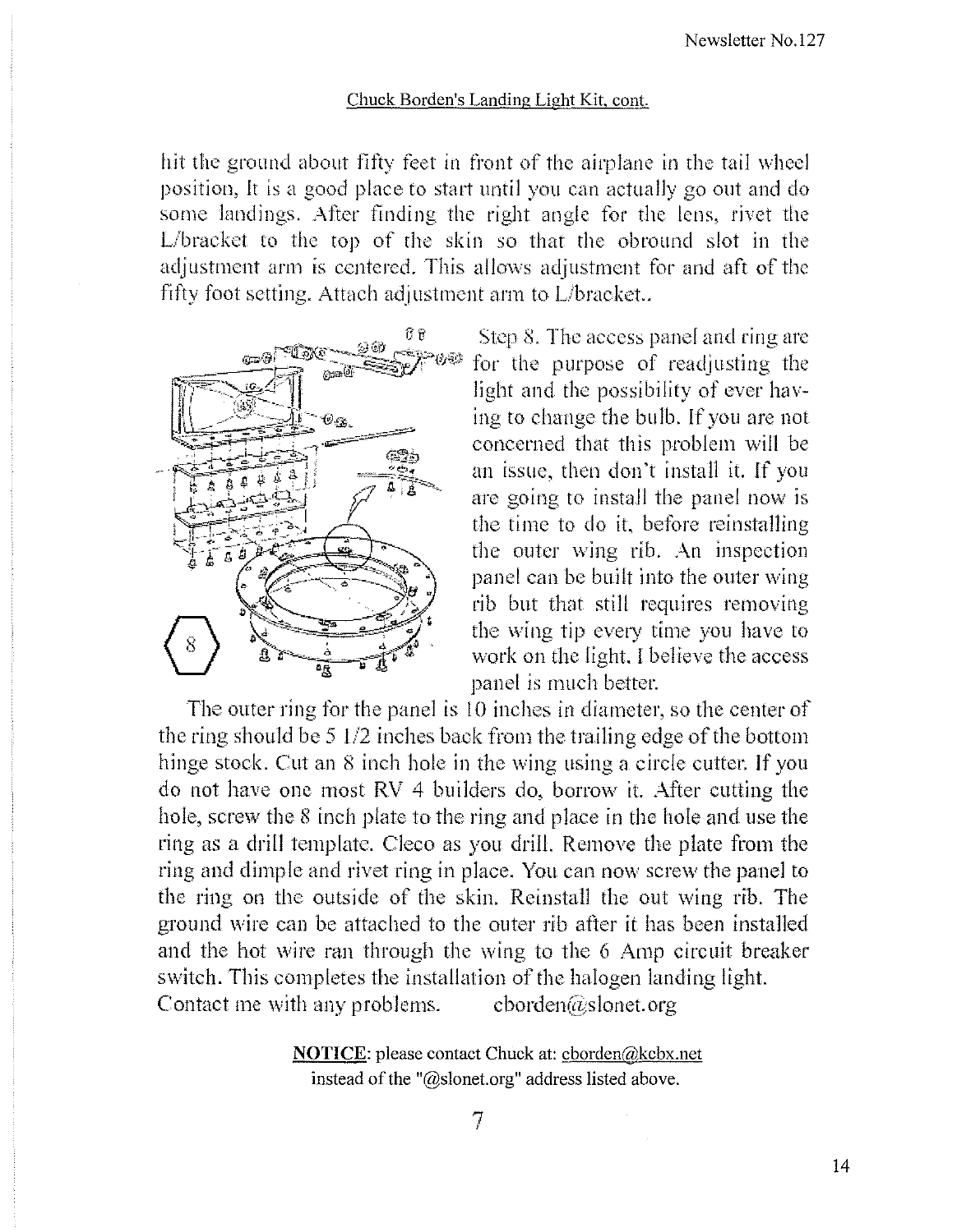Chuck Borden's Landing Light Kit, cont.

hit the ground about fifty feet in front of the airplane in the tail wheel position, It is a good place to start until you can actually go out and do some landings. After finding the right angle for the lens, rivet the L/bracket to the top of the skin so that the obround slot in the adjustment arm is centered. This allows adjustment for and aft of the fifty foot setting. Attach adjustment arm to L/bracket..

Step 8. The access panel and ring are for the purpose of readjusting the light and the possibility of ever having to change the bulb. If you are not concerned that this problem will be an issue, then don't install it. If you are going to install the panel now is the time to do it, before reinstalling the outer wing rib. An inspection panel can be built into the outer wing rib but that still requires removing the wing tip every time you have to work on the light. I believe the access panel is much better.

The outer ring for the panel is 10 inches in diameter, so the center of the ring should be 5 1/2 inches back from the trailing edge of the bottom hinge stock. Cut an 8 inch hole in the wing using a circle cutter. If you do not have one most RV 4 builders do, borrow it. After cutting the hole, screw the 8 inch plate to the ring and place in the hole and use the ring as a drill template. Cleco as you drill. Remove the plate from the ring and dimple and rivet ring in place. You can now screw the panel to the ring on the outside of the skin. Reinstall the out wing rib. The ground wire can be attached to the outer rib after it has been installed and the hot wire ran through the wing to the 6 Amp circuit breaker switch. This completes the installation of the halogen landing light.

Contact me with any problems. cborden@slonet.org

**NOTICE**: please contact Chuck at: cborden@kcbx.net instead of the "@slonet.org" address listed above.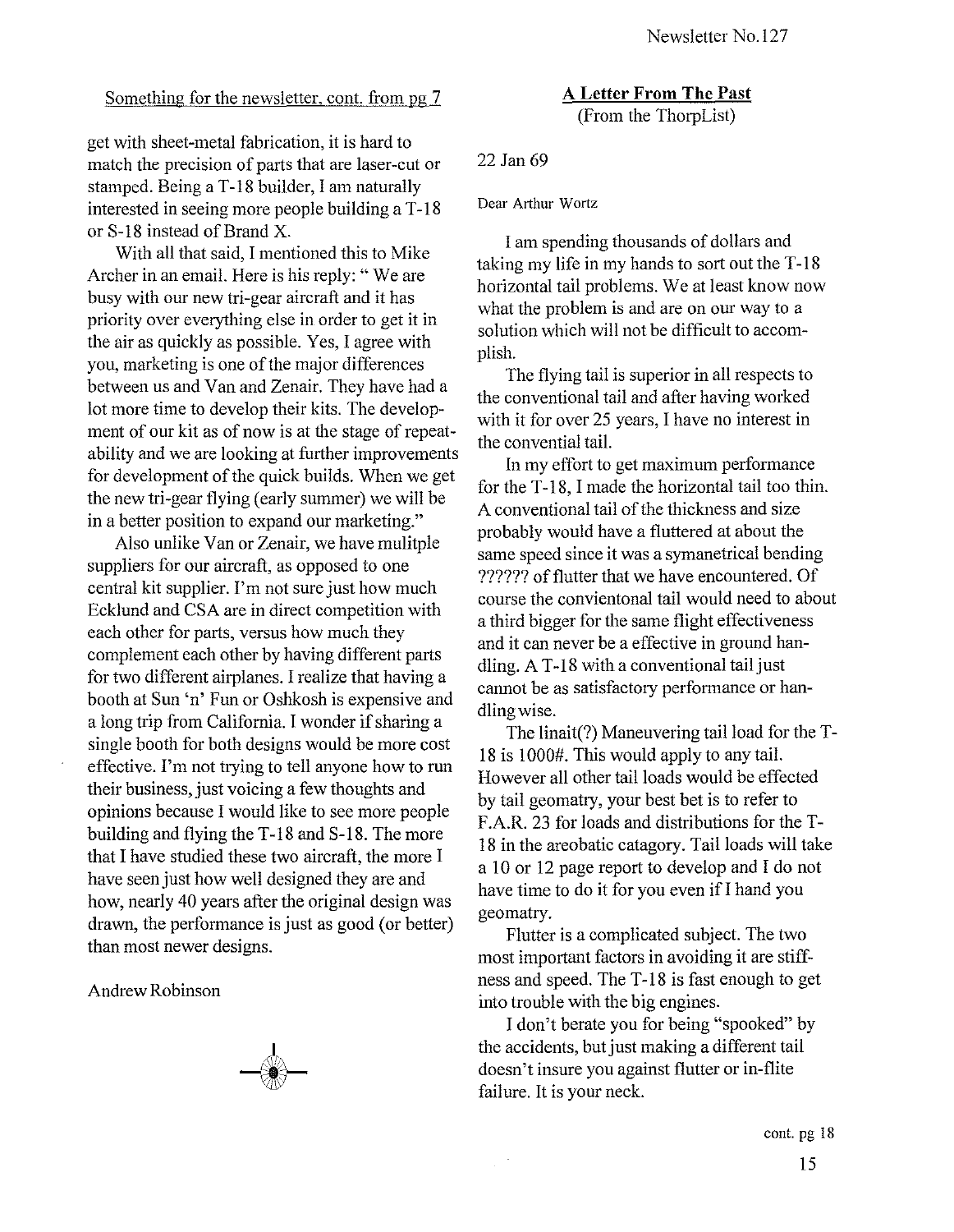Something for the newsletter, cont. from pg 7

get with sheet-metal fabrication, it is hard to match the precision of parts that are laser-cut or stamped. Being a T-18 builder, I am naturally interested in seeing more people building a T-18 or S-18 instead of Brand X.

With all that said, I mentioned this to Mike Archer in an email. Here is his reply: " We are busy with our new tri-gear aircraft and it has priority over everything else in order to get it in the air as quickly as possible. Yes, I agree with you, marketing is one of the major differences between us and Van and Zenair. They have had a lot more time to develop their kits. The development of our kit as of now is at the stage of repeatability and we are looking at further improvements for development of the quick builds. When we get the new tri-gear flying (early summer) we will be in a better position to expand our marketing."

Also unlike Van or Zenair, we have mulitple suppliers for our aircraft, as opposed to one central kit supplier. I'm not sure just how much Ecklund and CSA are in direct competition with each other for parts, versus how much they complement each other by having different parts for two different airplanes. I realize that having a booth at Sun 'n' Fun or Oshkosh is expensive and a long trip from California. I wonder if sharing a single booth for both designs would be more cost effective. I'm not trying to tell anyone how to run their business, just voicing a few thoughts and opinions because I would like to see more people building and flying the T-18 and S-18. The more that I have studied these two aircraft, the more I have seen just how well designed they are and how, nearly 40 years after the original design was drawn, the performance is just as good (or better) than most newer designs.

Andrew Robinson

## A Letter From The Past

(From the ThorpList)

22 Jan 69

Dear Arthur Wortz

I am spending thousands of dollars and taking my life in my hands to sort out the T-18 horizontal tail problems. We at least know now what the problem is and are on our way to a solution which will not be difficult to accomplish.

The flying tail is superior in all respects to the conventional tail and after having worked with it for over 25 years, I have no interest in the convential tail.

In my effort to get maximum performance for the T-18, I made the horizontal tail too thin. A conventional tail of the thickness and size probably would have a fluttered at about the same speed since it was a symanetrical bending ?????? of flutter that we have encountered. Of course the convientonal tail would need to about a third bigger for the same flight effectiveness and it can never be a effective in ground handling. A T-18 with a conventional tail just cannot be as satisfactory performance or handling wise.

The linait(?) Maneuvering tail load for the T-18 is 1000#. This would apply to any tail. However all other tail loads would be effected by tail geomatry, your best bet is to refer to F.A.R. 23 for loads and distributions for the T-18 in the areobatic catagory. Tail loads will take a 10 or 12 page report to develop and I do not have time to do it for you even if I hand you geomatry.

Flutter is a complicated subject. The two most important factors in avoiding it are stiffness and speed. The T-18 is fast enough to get into trouble with the big engines.

I don't berate you for being "spooked" by the accidents, but just making a different tail doesn't insure you against flutter or in-flite failure. It is your neck.

cont. pg 18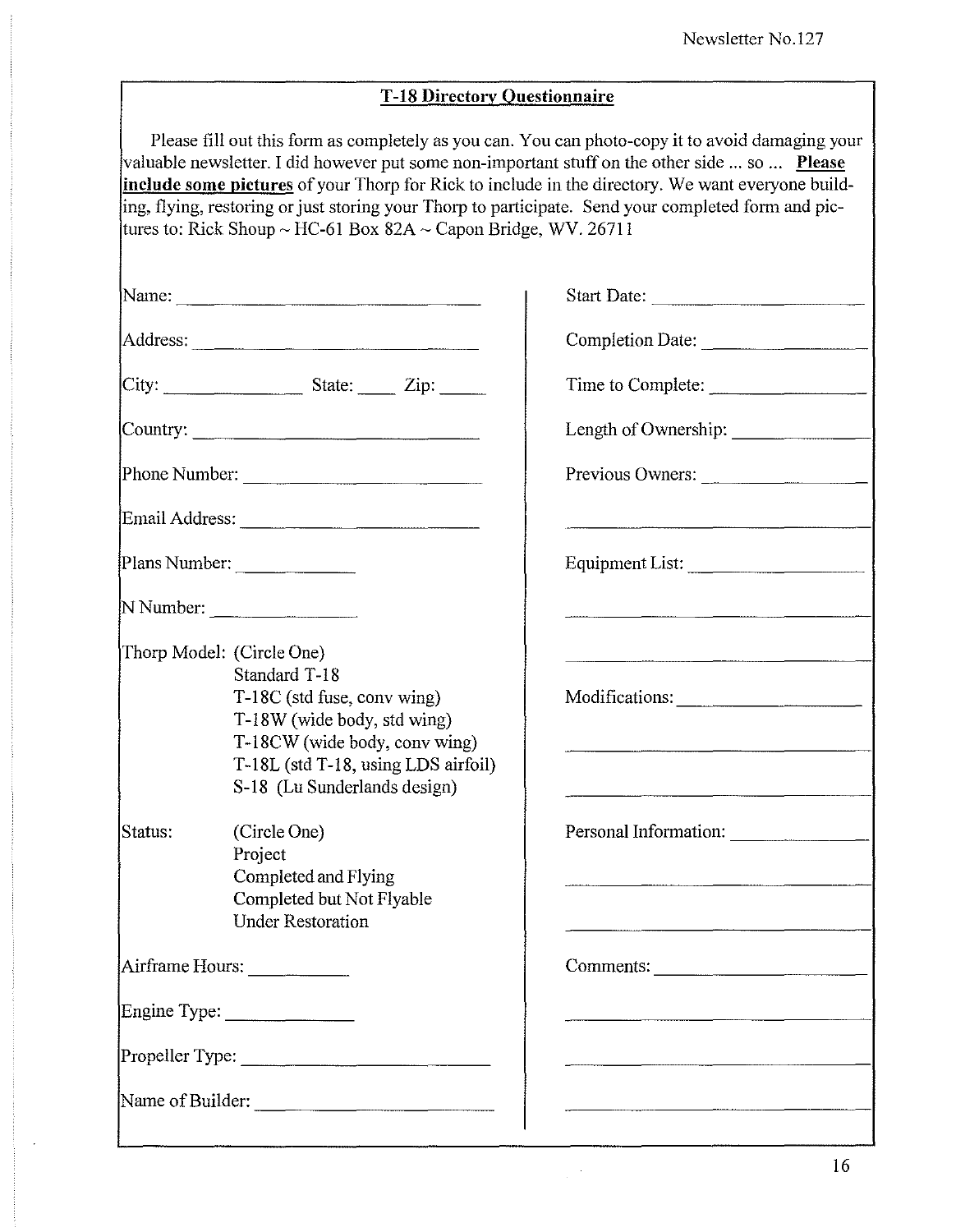## T-18 Directory Questionnaire

Please fill out this form as completely as you can. You can photo-copy it to avoid damaging your valuable newsletter. I did however put some non-important stuff on the other side ... so ... **Please include some pictures** of your Thorp for Rick to include in the directory. We want everyone building, flying, restoring or just storing your Thorp to participate. Send your completed form and pictures to: Rick Shoup ~ HC-61 Box 82A ~ Capon Bridge, WV. 26711

Name: ______________________________

Address: ______________________________

City: ______________ State: ____ Zip: _____

Country: ______________________________

Phone Number: ______________________________

Email Address: ______________________________

Plans Number: ____________

N Number: ______________

Thorp Model: (Circle One)

- Standard T-18
- T-18C (std fuse, conv wing)
- T-18W (wide body, std wing)
- T-18CW (wide body, conv wing)
- T-18L (std T-18, using LDS airfoil)
- S-18 (Lu Sunderlands design)

Status: (Circle One)

- Project
- Completed and Flying
- Completed but Not Flyable
- Under Restoration

Airframe Hours: __________

Engine Type: _____________

Propeller Type: ______________________________

Name of Builder: ______________________________

Start Date: ______________________

Completion Date: ________________

Time to Complete: ________________

Length of Ownership: _____________

Previous Owners: ________________

______________________________

Equipment List: _________________

______________________________

______________________________

Modifications: ___________________

______________________________

______________________________

Personal Information: _____________

______________________________

______________________________

Comments: ______________________

______________________________

______________________________

______________________________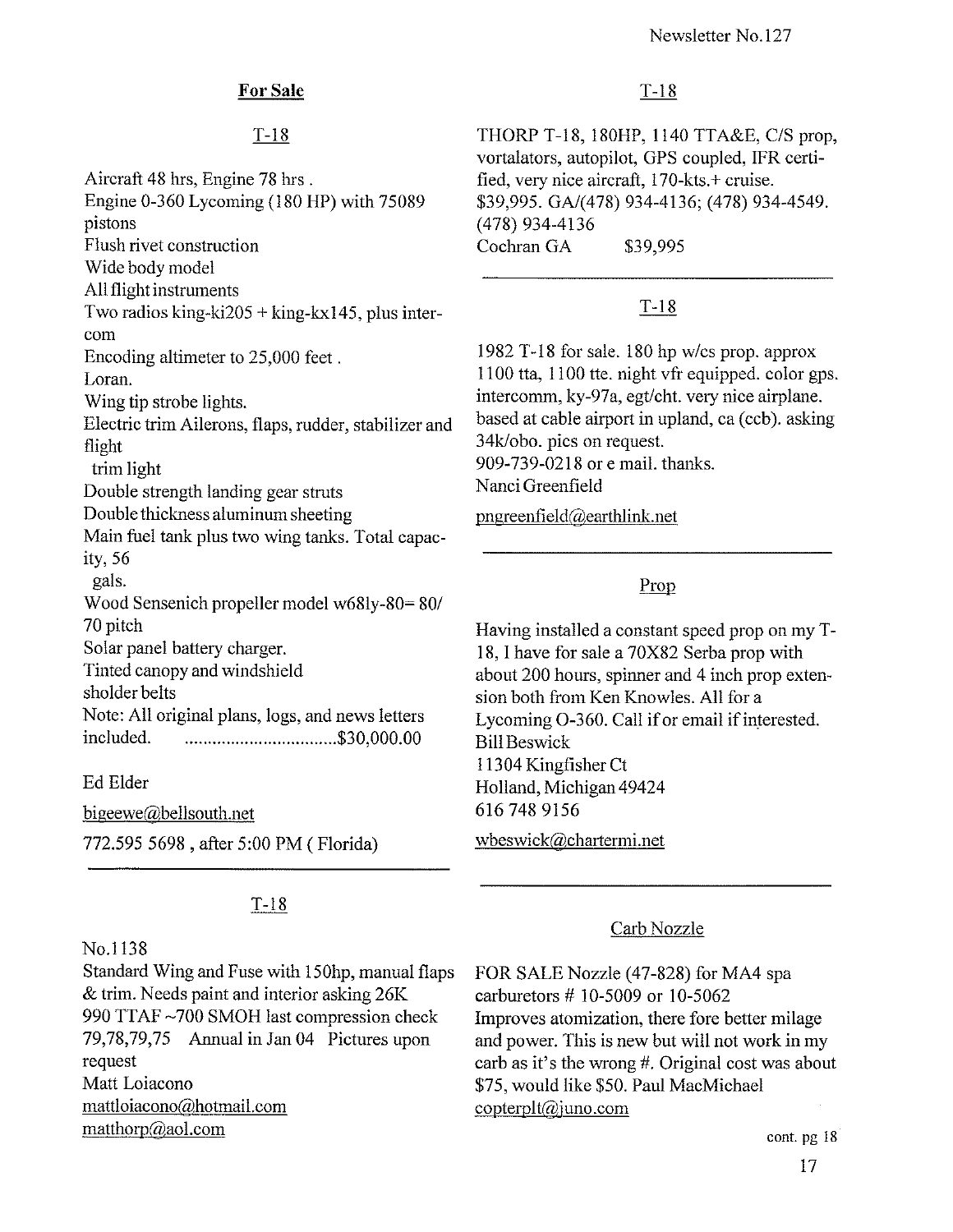## For Sale

### T-18

Aircraft 48 hrs, Engine 78 hrs .
Engine 0-360 Lycoming (180 HP) with 75089 pistons
Flush rivet construction
Wide body model
All flight instruments
Two radios king-ki205 + king-kx145, plus intercom
Encoding altimeter to 25,000 feet .
Loran.
Wing tip strobe lights.
Electric trim Ailerons, flaps, rudder, stabilizer and flight
trim light
Double strength landing gear struts
Double thickness aluminum sheeting
Main fuel tank plus two wing tanks. Total capacity, 56
gals.
Wood Sensenich propeller model w68ly-80= 80/70 pitch
Solar panel battery charger.
Tinted canopy and windshield
sholder belts
Note: All original plans, logs, and news letters included. ................................$30,000.00

Ed Elder

bigeewe@bellsouth.net

772.595 5698 , after 5:00 PM ( Florida)

---

### T-18

No.1138
Standard Wing and Fuse with 150hp, manual flaps & trim. Needs paint and interior asking 26K
990 TTAF ~700 SMOH last compression check 79,78,79,75 Annual in Jan 04 Pictures upon request
Matt Loiacono
mattloiacono@hotmail.com
matthorp@aol.com

### T-18

THORP T-18, 180HP, 1140 TTA&E, C/S prop, vortalators, autopilot, GPS coupled, IFR certified, very nice aircraft, 170-kts.+ cruise.
$39,995. GA/(478) 934-4136; (478) 934-4549.
(478) 934-4136
Cochran GA $39,995

---

### T-18

1982 T-18 for sale. 180 hp w/cs prop. approx 1100 tta, 1100 tte. night vfr equipped. color gps. intercomm, ky-97a, egt/cht. very nice airplane. based at cable airport in upland, ca (ccb). asking 34k/obo. pics on request.
909-739-0218 or e mail. thanks.
Nanci Greenfield

pngreenfield@earthlink.net

---

### Prop

Having installed a constant speed prop on my T-18, I have for sale a 70X82 Serba prop with about 200 hours, spinner and 4 inch prop extension both from Ken Knowles. All for a Lycoming O-360. Call if or email if interested.
Bill Beswick
11304 Kingfisher Ct
Holland, Michigan 49424
616 748 9156

wbeswick@chartermi.net

---

### Carb Nozzle

FOR SALE Nozzle (47-828) for MA4 spa carburetors # 10-5009 or 10-5062
Improves atomization, there fore better milage and power. This is new but will not work in my carb as it's the wrong #. Original cost was about $75, would like $50. Paul MacMichael
copterplt@juno.com

cont. pg 18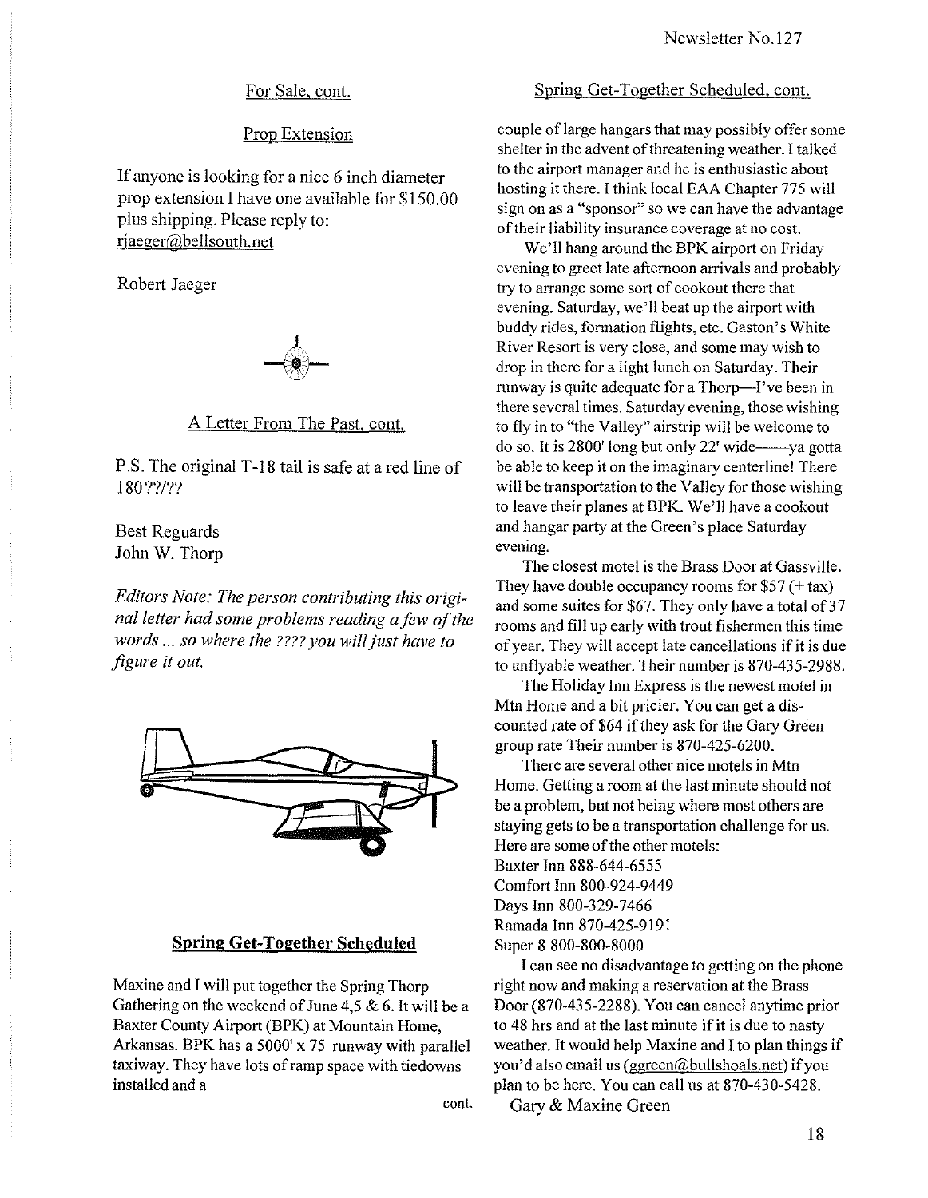## For Sale, cont.

### Prop Extension

If anyone is looking for a nice 6 inch diameter prop extension I have one available for $150.00 plus shipping. Please reply to: rjaeger@bellsouth.net

Robert Jaeger

## A Letter From The Past, cont.

P.S. The original T-18 tail is safe at a red line of 180??/??

Best Reguards
John W. Thorp

*Editors Note: The person contributing this original letter had some problems reading a few of the words ... so where the ???? you will just have to figure it out.*

## Spring Get-Together Scheduled

Maxine and I will put together the Spring Thorp Gathering on the weekend of June 4,5 & 6. It will be a Baxter County Airport (BPK) at Mountain Home, Arkansas. BPK has a 5000' x 75' runway with parallel taxiway. They have lots of ramp space with tiedowns installed and a

cont.

## Spring Get-Together Scheduled, cont.

couple of large hangars that may possibly offer some shelter in the advent of threatening weather. I talked to the airport manager and he is enthusiastic about hosting it there. I think local EAA Chapter 775 will sign on as a "sponsor" so we can have the advantage of their liability insurance coverage at no cost.

We'll hang around the BPK airport on Friday evening to greet late afternoon arrivals and probably try to arrange some sort of cookout there that evening. Saturday, we'll beat up the airport with buddy rides, formation flights, etc. Gaston's White River Resort is very close, and some may wish to drop in there for a light lunch on Saturday. Their runway is quite adequate for a Thorp—I've been in there several times. Saturday evening, those wishing to fly in to "the Valley" airstrip will be welcome to do so. It is 2800' long but only 22' wide——ya gotta be able to keep it on the imaginary centerline! There will be transportation to the Valley for those wishing to leave their planes at BPK. We'll have a cookout and hangar party at the Green's place Saturday evening.

The closest motel is the Brass Door at Gassville. They have double occupancy rooms for $57 (+ tax) and some suites for $67. They only have a total of 37 rooms and fill up early with trout fishermen this time of year. They will accept late cancellations if it is due to unflyable weather. Their number is 870-435-2988.

The Holiday Inn Express is the newest motel in Mtn Home and a bit pricier. You can get a discounted rate of $64 if they ask for the Gary Green group rate Their number is 870-425-6200.

There are several other nice motels in Mtn Home. Getting a room at the last minute should not be a problem, but not being where most others are staying gets to be a transportation challenge for us. Here are some of the other motels:

Baxter Inn 888-644-6555
Comfort Inn 800-924-9449
Days Inn 800-329-7466
Ramada Inn 870-425-9191
Super 8 800-800-8000

I can see no disadvantage to getting on the phone right now and making a reservation at the Brass Door (870-435-2288). You can cancel anytime prior to 48 hrs and at the last minute if it is due to nasty weather. It would help Maxine and I to plan things if you'd also email us (ggreen@bullshoals.net) if you plan to be here. You can call us at 870-430-5428.

Gary & Maxine Green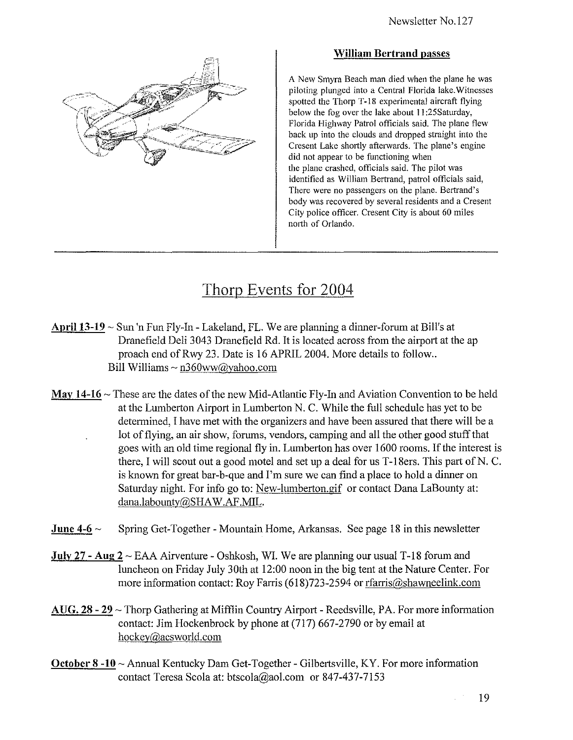### William Bertrand passes

A New Smyra Beach man died when the plane he was piloting plunged into a Central Florida lake.Witnesses spotted the Thorp T-18 experimental aircraft flying below the fog over the lake about 11:25Saturday, Florida Highway Patrol officials said. The plane flew back up into the clouds and dropped straight into the Cresent Lake shortly afterwards. The plane's engine did not appear to be functioning when the plane crashed, officials said. The pilot was identified as William Bertrand, patrol officials said, There were no passengers on the plane. Bertrand's body was recovered by several residents and a Cresent City police officer. Cresent City is about 60 miles north of Orlando.

---

## Thorp Events for 2004

**April 13-19** ~ Sun 'n Fun Fly-In - Lakeland, FL. We are planning a dinner-forum at Bill's at Dranefield Deli 3043 Dranefield Rd. It is located across from the airport at the ap proach end of Rwy 23. Date is 16 APRIL 2004. More details to follow..
Bill Williams ~ n360ww@yahoo.com

**May 14-16** ~ These are the dates of the new Mid-Atlantic Fly-In and Aviation Convention to be held at the Lumberton Airport in Lumberton N. C. While the full schedule has yet to be determined, I have met with the organizers and have been assured that there will be a lot of flying, an air show, forums, vendors, camping and all the other good stuff that goes with an old time regional fly in. Lumberton has over 1600 rooms. If the interest is there, I will scout out a good motel and set up a deal for us T-18ers. This part of N. C. is known for great bar-b-que and I'm sure we can find a place to hold a dinner on Saturday night. For info go to: New-lumberton.gif or contact Dana LaBounty at: dana.labounty@SHAW.AF.MIL.

**June 4-6** ~ Spring Get-Together - Mountain Home, Arkansas. See page 18 in this newsletter

**July 27 - Aug 2** ~ EAA Airventure - Oshkosh, WI. We are planning our usual T-18 forum and luncheon on Friday July 30th at 12:00 noon in the big tent at the Nature Center. For more information contact: Roy Farris (618)723-2594 or rfarris@shawneelink.com

**AUG. 28 - 29** ~ Thorp Gathering at Mifflin Country Airport - Reedsville, PA. For more information contact: Jim Hockenbrock by phone at (717) 667-2790 or by email at hockey@acsworld.com

**October 8 -10** ~ Annual Kentucky Dam Get-Together - Gilbertsville, KY. For more information contact Teresa Scola at: btscola@aol.com or 847-437-7153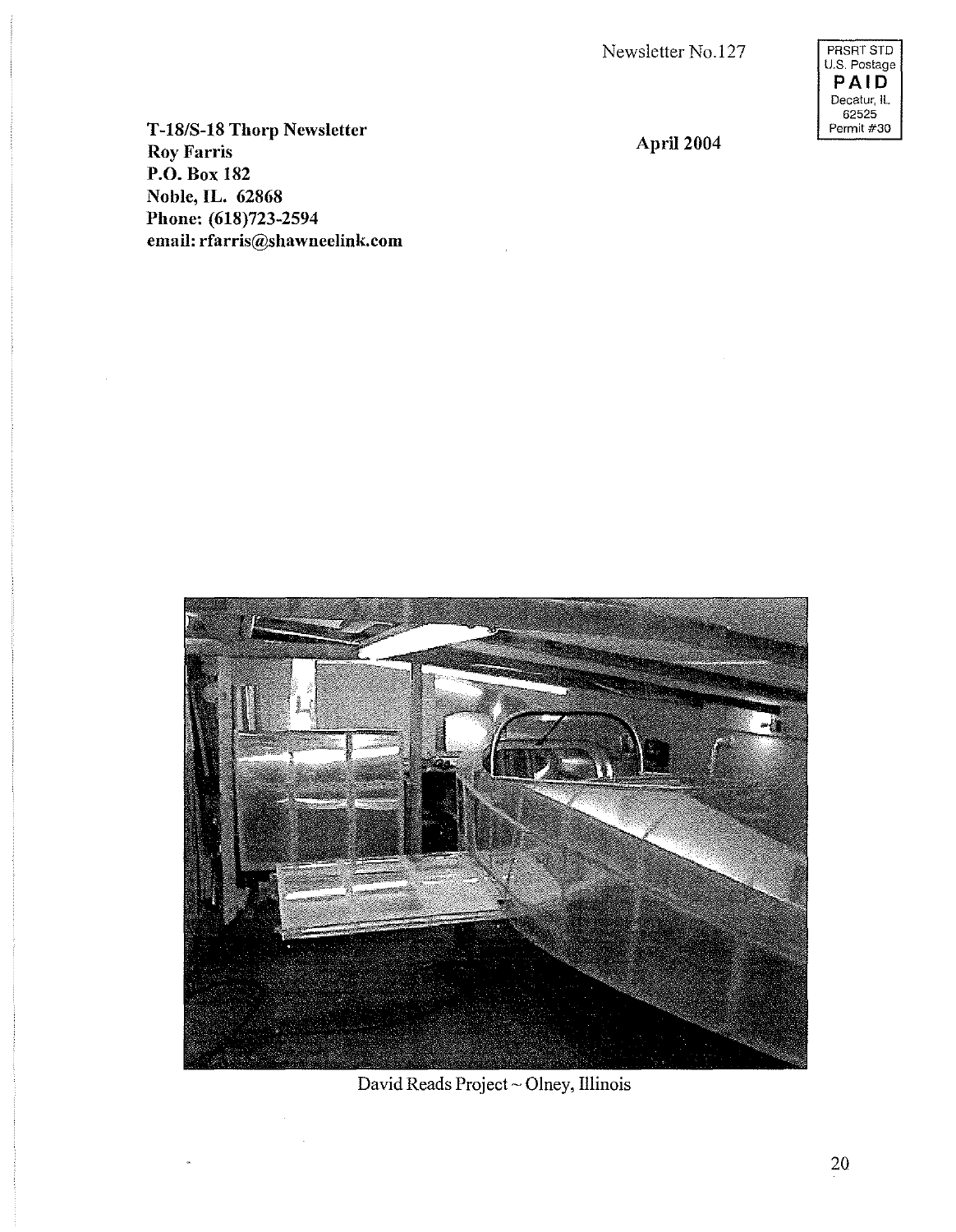Newsletter No.127

PRSRT STD
U.S. Postage
**PAID**
Decatur, IL
62525
Permit #30

**T-18/S-18 Thorp Newsletter**
**Roy Farris**
**P.O. Box 182**
**Noble, IL. 62868**
**Phone: (618)723-2594**
**email: rfarris@shawneelink.com**

**April 2004**

David Reads Project ~ Olney, Illinois